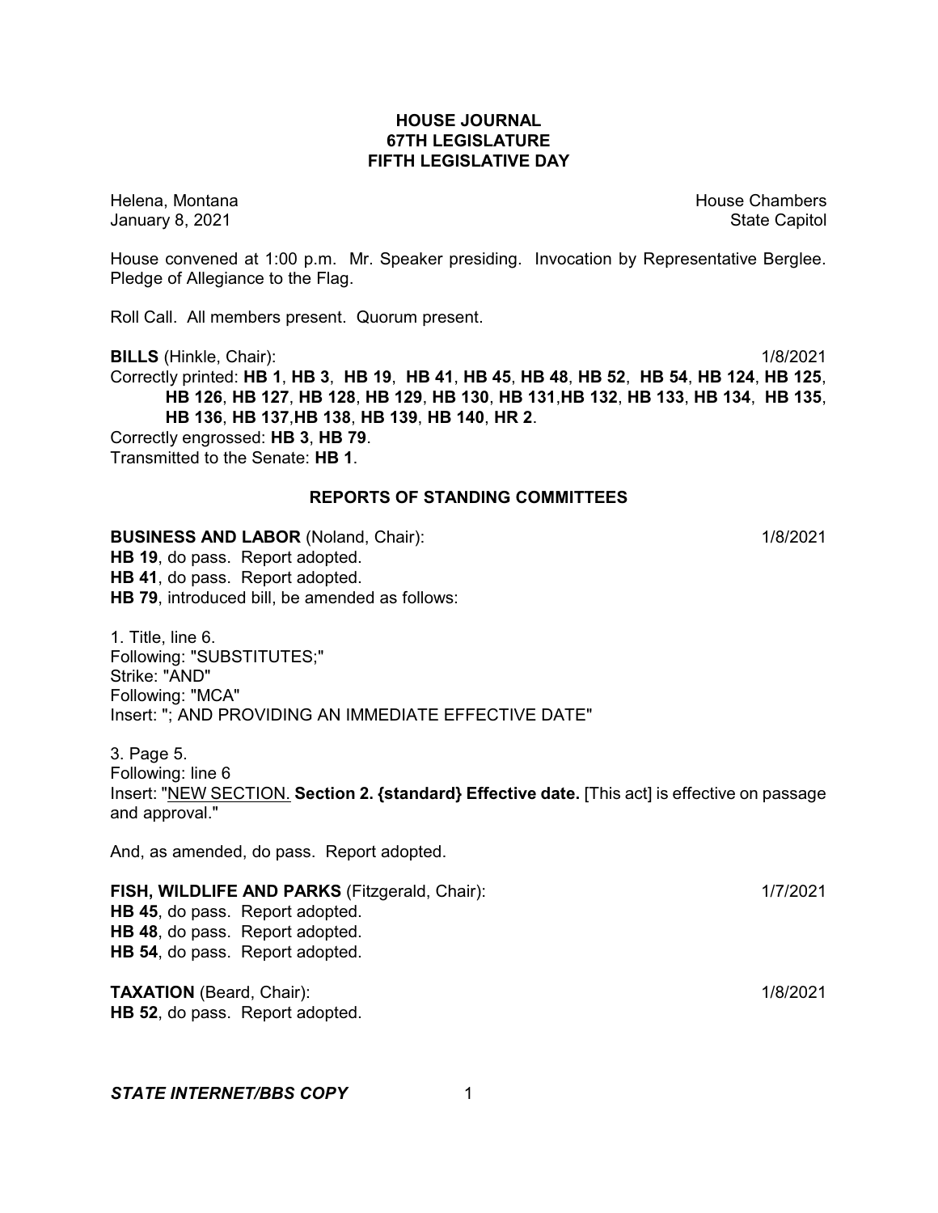# HOUSE JOURNAL
# 67TH LEGISLATURE
# FIFTH LEGISLATIVE DAY

Helena, Montana
January 8, 2021

House Chambers
State Capitol

House convened at 1:00 p.m. Mr. Speaker presiding. Invocation by Representative Berglee. Pledge of Allegiance to the Flag.

Roll Call. All members present. Quorum present.

**BILLS** (Hinkle, Chair): 1/8/2021

Correctly printed: **HB 1**, **HB 3**, **HB 19**, **HB 41**, **HB 45**, **HB 48**, **HB 52**, **HB 54**, **HB 124**, **HB 125**, **HB 126**, **HB 127**, **HB 128**, **HB 129**, **HB 130**, **HB 131**,**HB 132**, **HB 133**, **HB 134**, **HB 135**, **HB 136**, **HB 137**,**HB 138**, **HB 139**, **HB 140**, **HR 2**.

Correctly engrossed: **HB 3**, **HB 79**.

Transmitted to the Senate: **HB 1**.

## REPORTS OF STANDING COMMITTEES

**BUSINESS AND LABOR** (Noland, Chair): 1/8/2021

**HB 19**, do pass. Report adopted.
**HB 41**, do pass. Report adopted.
**HB 79**, introduced bill, be amended as follows:

1. Title, line 6.
Following: "SUBSTITUTES;"
Strike: "AND"
Following: "MCA"
Insert: "; AND PROVIDING AN IMMEDIATE EFFECTIVE DATE"

3. Page 5.
Following: line 6
Insert: "<u>NEW SECTION.</u> **Section 2. {standard} Effective date.** [This act] is effective on passage and approval."

And, as amended, do pass. Report adopted.

**FISH, WILDLIFE AND PARKS** (Fitzgerald, Chair): 1/7/2021

**HB 45**, do pass. Report adopted.
**HB 48**, do pass. Report adopted.
**HB 54**, do pass. Report adopted.

**TAXATION** (Beard, Chair): 1/8/2021

**HB 52**, do pass. Report adopted.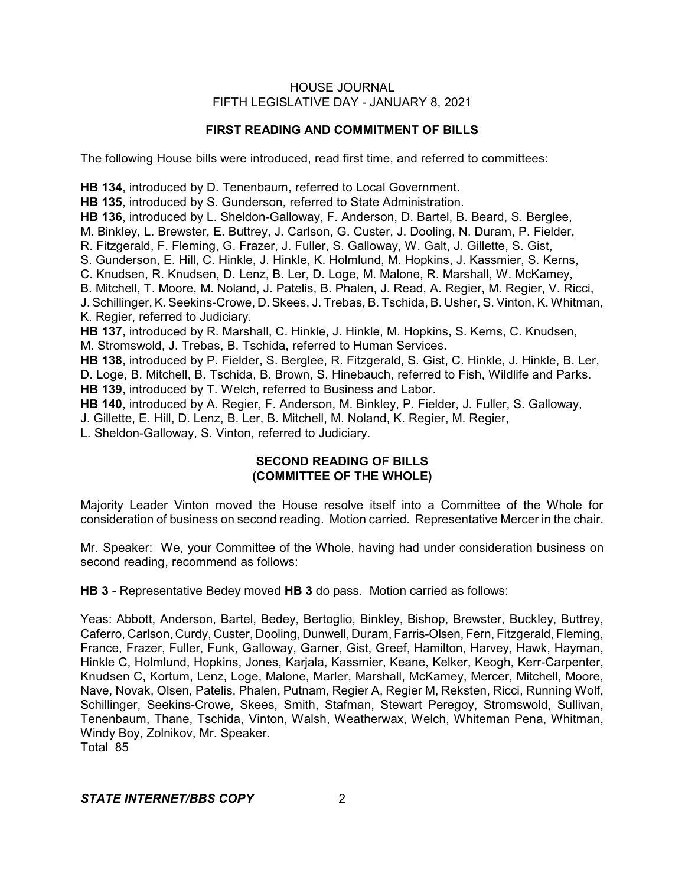## FIRST READING AND COMMITMENT OF BILLS

The following House bills were introduced, read first time, and referred to committees:

**HB 134**, introduced by D. Tenenbaum, referred to Local Government.
**HB 135**, introduced by S. Gunderson, referred to State Administration.
**HB 136**, introduced by L. Sheldon-Galloway, F. Anderson, D. Bartel, B. Beard, S. Berglee, M. Binkley, L. Brewster, E. Buttrey, J. Carlson, G. Custer, J. Dooling, N. Duram, P. Fielder, R. Fitzgerald, F. Fleming, G. Frazer, J. Fuller, S. Galloway, W. Galt, J. Gillette, S. Gist, S. Gunderson, E. Hill, C. Hinkle, J. Hinkle, K. Holmlund, M. Hopkins, J. Kassmier, S. Kerns, C. Knudsen, R. Knudsen, D. Lenz, B. Ler, D. Loge, M. Malone, R. Marshall, W. McKamey, B. Mitchell, T. Moore, M. Noland, J. Patelis, B. Phalen, J. Read, A. Regier, M. Regier, V. Ricci, J. Schillinger, K. Seekins-Crowe, D. Skees, J. Trebas, B. Tschida, B. Usher, S. Vinton, K. Whitman, K. Regier, referred to Judiciary.
**HB 137**, introduced by R. Marshall, C. Hinkle, J. Hinkle, M. Hopkins, S. Kerns, C. Knudsen, M. Stromswold, J. Trebas, B. Tschida, referred to Human Services.
**HB 138**, introduced by P. Fielder, S. Berglee, R. Fitzgerald, S. Gist, C. Hinkle, J. Hinkle, B. Ler, D. Loge, B. Mitchell, B. Tschida, B. Brown, S. Hinebauch, referred to Fish, Wildlife and Parks.
**HB 139**, introduced by T. Welch, referred to Business and Labor.
**HB 140**, introduced by A. Regier, F. Anderson, M. Binkley, P. Fielder, J. Fuller, S. Galloway, J. Gillette, E. Hill, D. Lenz, B. Ler, B. Mitchell, M. Noland, K. Regier, M. Regier, L. Sheldon-Galloway, S. Vinton, referred to Judiciary.

## SECOND READING OF BILLS (COMMITTEE OF THE WHOLE)

Majority Leader Vinton moved the House resolve itself into a Committee of the Whole for consideration of business on second reading. Motion carried. Representative Mercer in the chair.

Mr. Speaker: We, your Committee of the Whole, having had under consideration business on second reading, recommend as follows:

**HB 3** - Representative Bedey moved **HB 3** do pass. Motion carried as follows:

Yeas: Abbott, Anderson, Bartel, Bedey, Bertoglio, Binkley, Bishop, Brewster, Buckley, Buttrey, Caferro, Carlson, Curdy, Custer, Dooling, Dunwell, Duram, Farris-Olsen, Fern, Fitzgerald, Fleming, France, Frazer, Fuller, Funk, Galloway, Garner, Gist, Greef, Hamilton, Harvey, Hawk, Hayman, Hinkle C, Holmlund, Hopkins, Jones, Karjala, Kassmier, Keane, Kelker, Keogh, Kerr-Carpenter, Knudsen C, Kortum, Lenz, Loge, Malone, Marler, Marshall, McKamey, Mercer, Mitchell, Moore, Nave, Novak, Olsen, Patelis, Phalen, Putnam, Regier A, Regier M, Reksten, Ricci, Running Wolf, Schillinger, Seekins-Crowe, Skees, Smith, Stafman, Stewart Peregoy, Stromswold, Sullivan, Tenenbaum, Thane, Tschida, Vinton, Walsh, Weatherwax, Welch, Whiteman Pena, Whitman, Windy Boy, Zolnikov, Mr. Speaker.
Total 85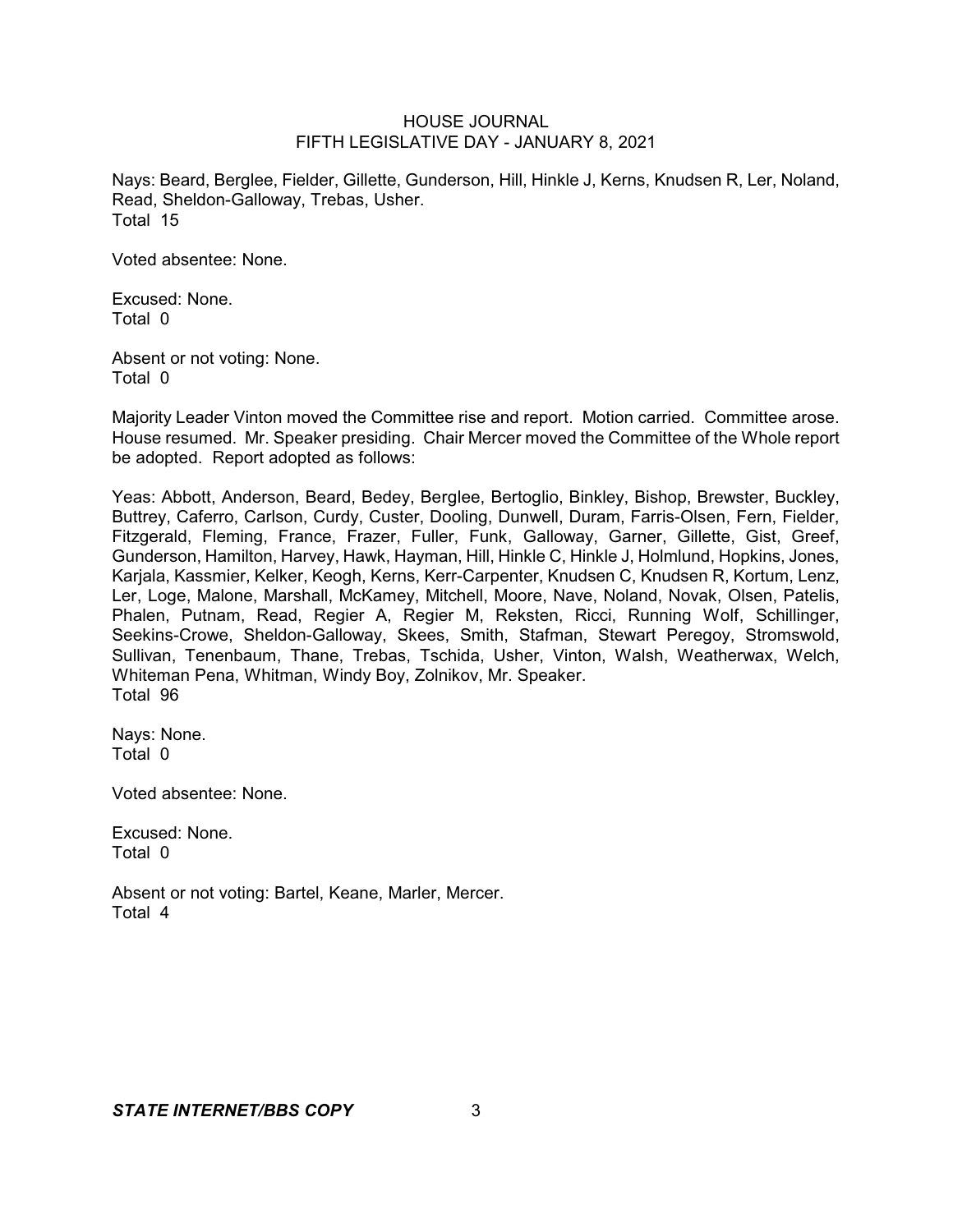Nays: Beard, Berglee, Fielder, Gillette, Gunderson, Hill, Hinkle J, Kerns, Knudsen R, Ler, Noland, Read, Sheldon-Galloway, Trebas, Usher.
Total 15

Voted absentee: None.

Excused: None.
Total 0

Absent or not voting: None.
Total 0

Majority Leader Vinton moved the Committee rise and report. Motion carried. Committee arose. House resumed. Mr. Speaker presiding. Chair Mercer moved the Committee of the Whole report be adopted. Report adopted as follows:

Yeas: Abbott, Anderson, Beard, Bedey, Berglee, Bertoglio, Binkley, Bishop, Brewster, Buckley, Buttrey, Caferro, Carlson, Curdy, Custer, Dooling, Dunwell, Duram, Farris-Olsen, Fern, Fielder, Fitzgerald, Fleming, France, Frazer, Fuller, Funk, Galloway, Garner, Gillette, Gist, Greef, Gunderson, Hamilton, Harvey, Hawk, Hayman, Hill, Hinkle C, Hinkle J, Holmlund, Hopkins, Jones, Karjala, Kassmier, Kelker, Keogh, Kerns, Kerr-Carpenter, Knudsen C, Knudsen R, Kortum, Lenz, Ler, Loge, Malone, Marshall, McKamey, Mitchell, Moore, Nave, Noland, Novak, Olsen, Patelis, Phalen, Putnam, Read, Regier A, Regier M, Reksten, Ricci, Running Wolf, Schillinger, Seekins-Crowe, Sheldon-Galloway, Skees, Smith, Stafman, Stewart Peregoy, Stromswold, Sullivan, Tenenbaum, Thane, Trebas, Tschida, Usher, Vinton, Walsh, Weatherwax, Welch, Whiteman Pena, Whitman, Windy Boy, Zolnikov, Mr. Speaker.
Total 96

Nays: None.
Total 0

Voted absentee: None.

Excused: None.
Total 0

Absent or not voting: Bartel, Keane, Marler, Mercer.
Total 4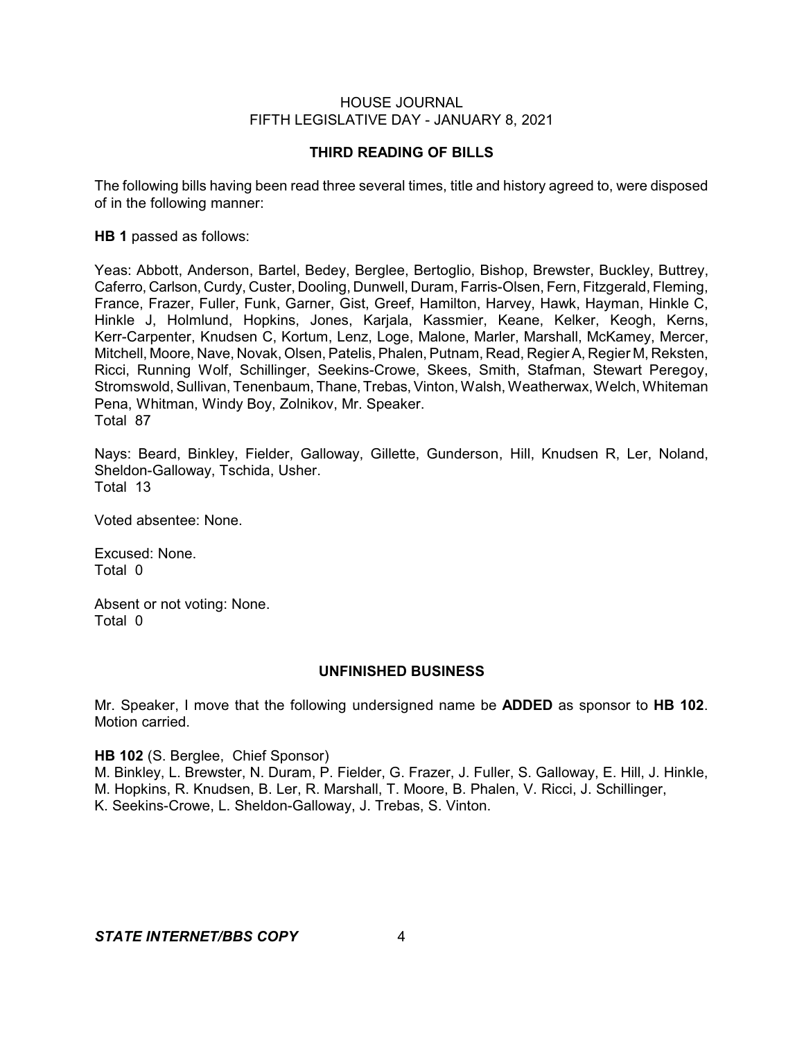## THIRD READING OF BILLS

The following bills having been read three several times, title and history agreed to, were disposed of in the following manner:

**HB 1** passed as follows:

Yeas: Abbott, Anderson, Bartel, Bedey, Berglee, Bertoglio, Bishop, Brewster, Buckley, Buttrey, Caferro, Carlson, Curdy, Custer, Dooling, Dunwell, Duram, Farris-Olsen, Fern, Fitzgerald, Fleming, France, Frazer, Fuller, Funk, Garner, Gist, Greef, Hamilton, Harvey, Hawk, Hayman, Hinkle C, Hinkle J, Holmlund, Hopkins, Jones, Karjala, Kassmier, Keane, Kelker, Keogh, Kerns, Kerr-Carpenter, Knudsen C, Kortum, Lenz, Loge, Malone, Marler, Marshall, McKamey, Mercer, Mitchell, Moore, Nave, Novak, Olsen, Patelis, Phalen, Putnam, Read, Regier A, Regier M, Reksten, Ricci, Running Wolf, Schillinger, Seekins-Crowe, Skees, Smith, Stafman, Stewart Peregoy, Stromswold, Sullivan, Tenenbaum, Thane, Trebas, Vinton, Walsh, Weatherwax, Welch, Whiteman Pena, Whitman, Windy Boy, Zolnikov, Mr. Speaker.
Total 87

Nays: Beard, Binkley, Fielder, Galloway, Gillette, Gunderson, Hill, Knudsen R, Ler, Noland, Sheldon-Galloway, Tschida, Usher.
Total 13

Voted absentee: None.

Excused: None.
Total 0

Absent or not voting: None.
Total 0

## UNFINISHED BUSINESS

Mr. Speaker, I move that the following undersigned name be **ADDED** as sponsor to **HB 102**. Motion carried.

**HB 102** (S. Berglee, Chief Sponsor)
M. Binkley, L. Brewster, N. Duram, P. Fielder, G. Frazer, J. Fuller, S. Galloway, E. Hill, J. Hinkle, M. Hopkins, R. Knudsen, B. Ler, R. Marshall, T. Moore, B. Phalen, V. Ricci, J. Schillinger, K. Seekins-Crowe, L. Sheldon-Galloway, J. Trebas, S. Vinton.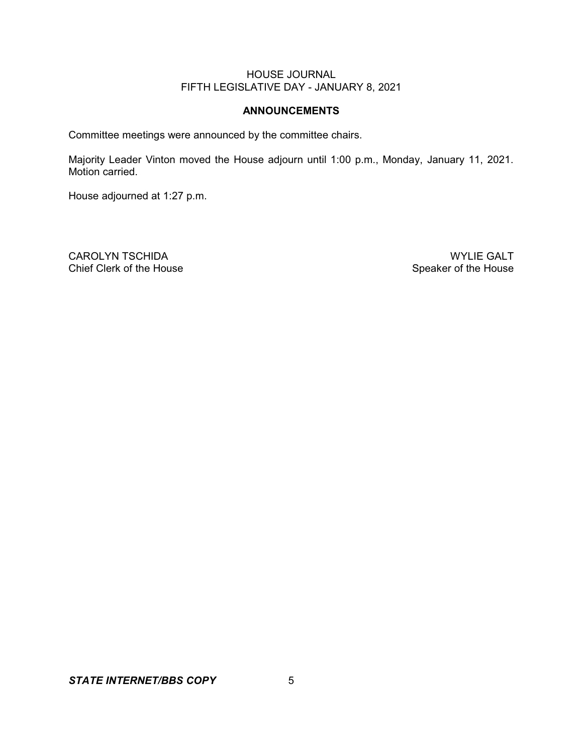## ANNOUNCEMENTS

Committee meetings were announced by the committee chairs.

Majority Leader Vinton moved the House adjourn until 1:00 p.m., Monday, January 11, 2021. Motion carried.

House adjourned at 1:27 p.m.

CAROLYN TSCHIDA
Chief Clerk of the House

WYLIE GALT
Speaker of the House